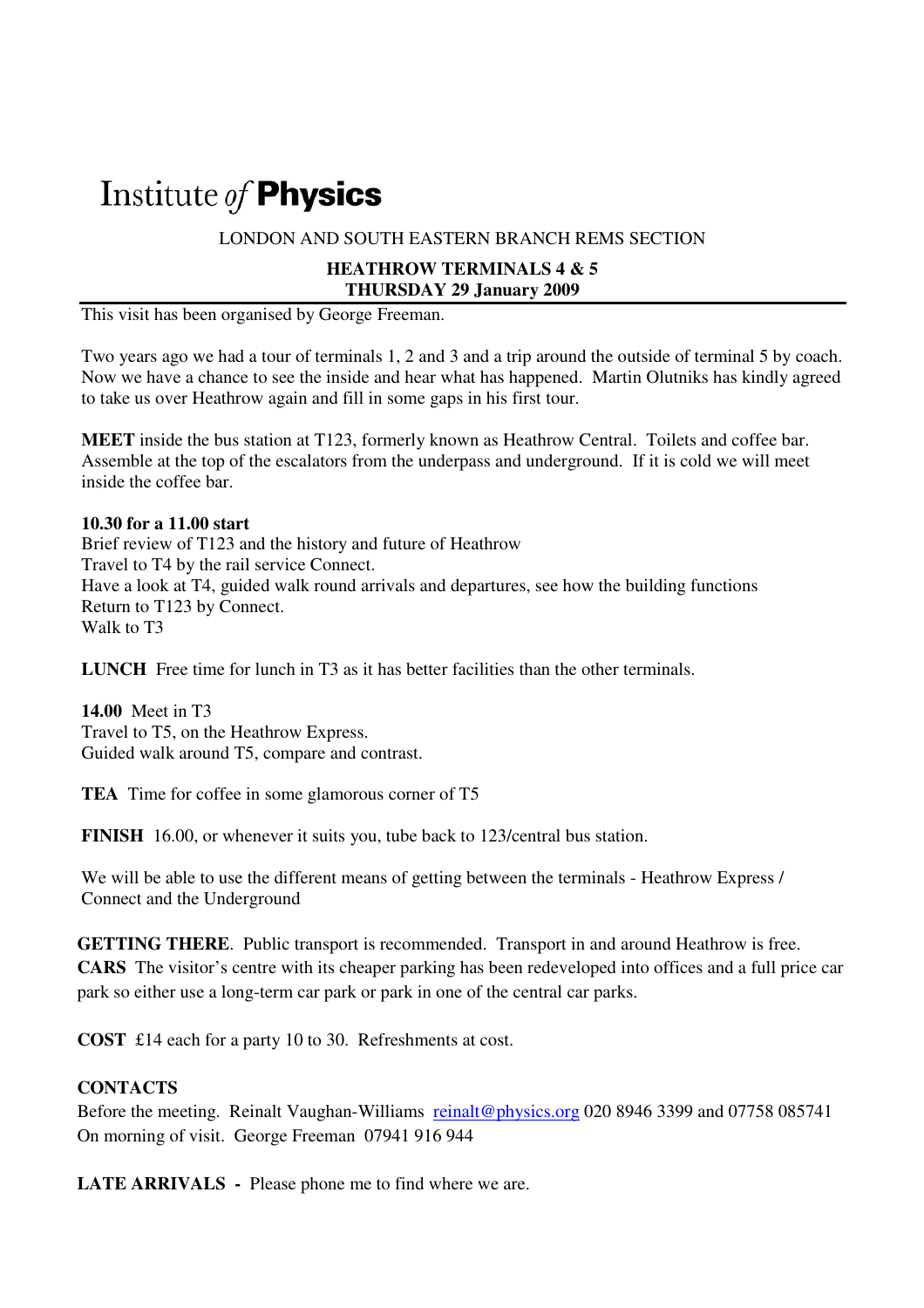# Institute *of* **Physics**

LONDON AND SOUTH EASTERN BRANCH REMS SECTION

**HEATHROW TERMINALS 4 & 5**
**THURSDAY 29 January 2009**

This visit has been organised by George Freeman.

Two years ago we had a tour of terminals 1, 2 and 3 and a trip around the outside of terminal 5 by coach. Now we have a chance to see the inside and hear what has happened. Martin Olutniks has kindly agreed to take us over Heathrow again and fill in some gaps in his first tour.

**MEET** inside the bus station at T123, formerly known as Heathrow Central. Toilets and coffee bar. Assemble at the top of the escalators from the underpass and underground. If it is cold we will meet inside the coffee bar.

**10.30 for a 11.00 start**
Brief review of T123 and the history and future of Heathrow
Travel to T4 by the rail service Connect.
Have a look at T4, guided walk round arrivals and departures, see how the building functions
Return to T123 by Connect.
Walk to T3

**LUNCH** Free time for lunch in T3 as it has better facilities than the other terminals.

**14.00** Meet in T3
Travel to T5, on the Heathrow Express.
Guided walk around T5, compare and contrast.

**TEA** Time for coffee in some glamorous corner of T5

**FINISH** 16.00, or whenever it suits you, tube back to 123/central bus station.

We will be able to use the different means of getting between the terminals - Heathrow Express / Connect and the Underground

**GETTING THERE**. Public transport is recommended. Transport in and around Heathrow is free.
**CARS** The visitor's centre with its cheaper parking has been redeveloped into offices and a full price car park so either use a long-term car park or park in one of the central car parks.

**COST** £14 each for a party 10 to 30. Refreshments at cost.

**CONTACTS**
Before the meeting. Reinalt Vaughan-Williams reinalt@physics.org 020 8946 3399 and 07758 085741
On morning of visit. George Freeman 07941 916 944

**LATE ARRIVALS -** Please phone me to find where we are.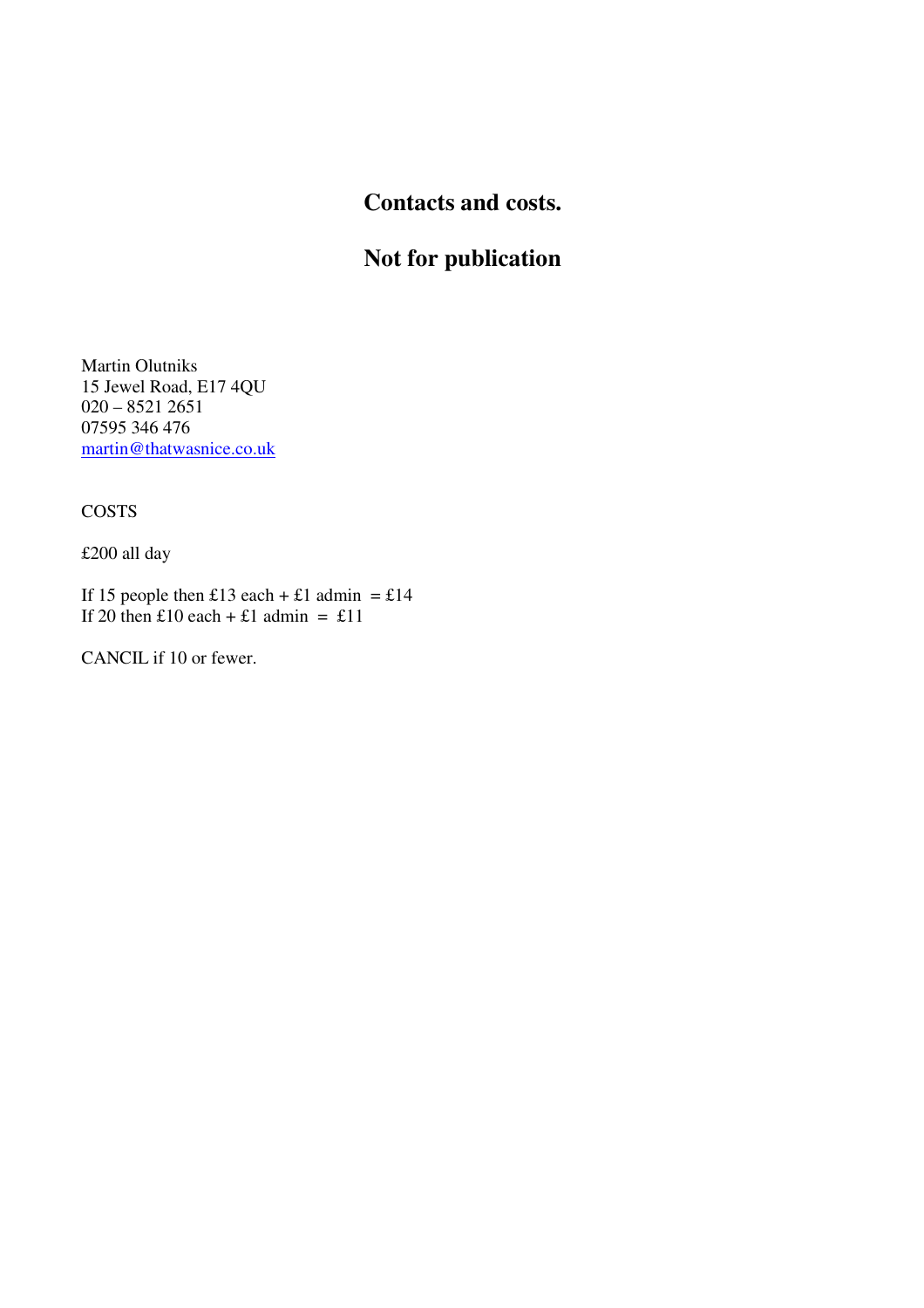## Contacts and costs.

## Not for publication

Martin Olutniks  
15 Jewel Road, E17 4QU  
020 – 8521 2651  
07595 346 476  
martin@thatwasnice.co.uk

COSTS

£200 all day

If 15 people then £13 each + £1 admin = £14  
If 20 then £10 each + £1 admin = £11

CANCIL if 10 or fewer.